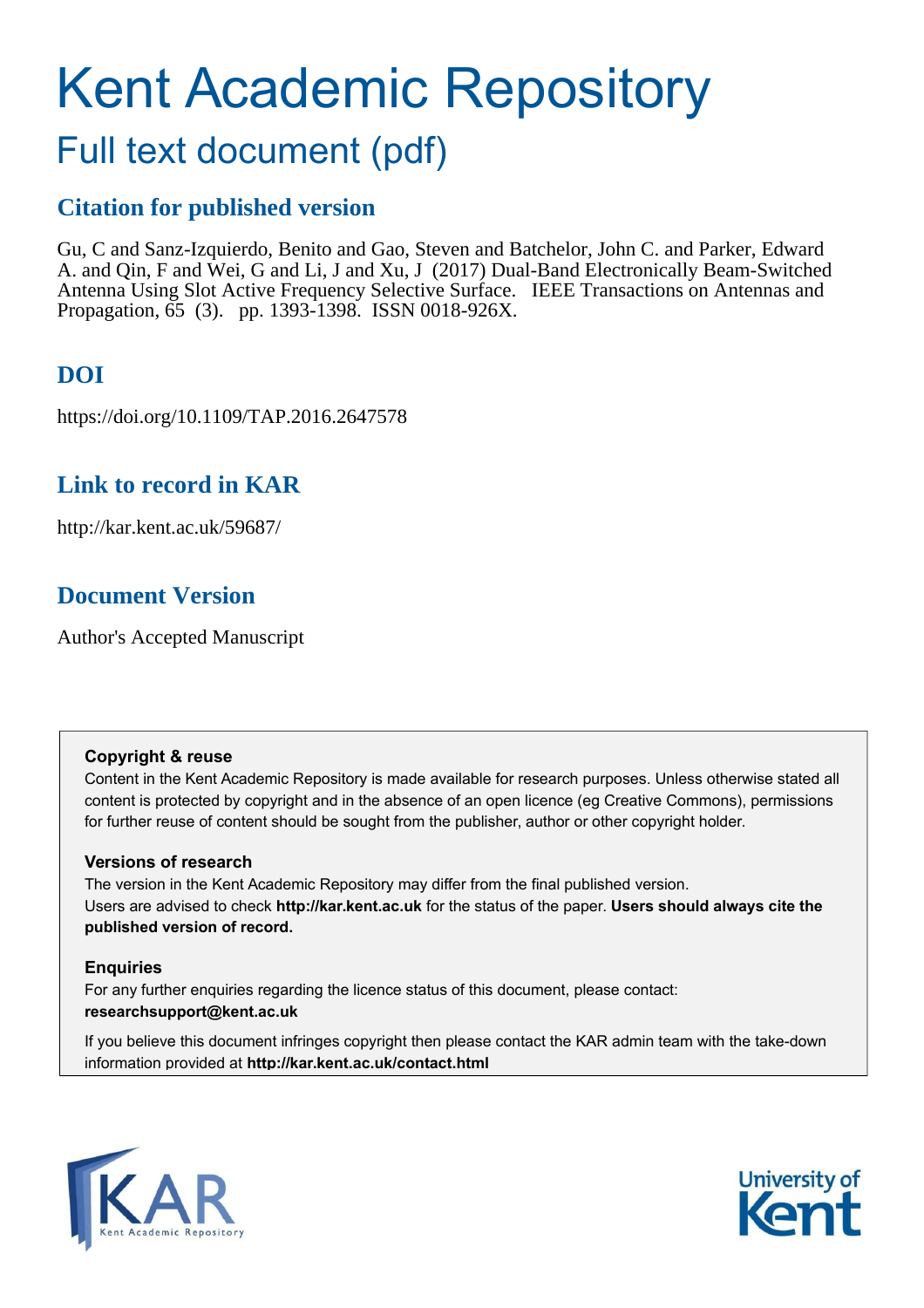# Kent Academic Repository

## Full text document (pdf)

### Citation for published version

Gu, C and Sanz-Izquierdo, Benito and Gao, Steven and Batchelor, John C. and Parker, Edward A. and Qin, F and Wei, G and Li, J and Xu, J (2017) Dual-Band Electronically Beam-Switched Antenna Using Slot Active Frequency Selective Surface. IEEE Transactions on Antennas and Propagation, 65 (3). pp. 1393-1398. ISSN 0018-926X.

### DOI

https://doi.org/10.1109/TAP.2016.2647578

### Link to record in KAR

http://kar.kent.ac.uk/59687/

### Document Version

Author's Accepted Manuscript

**Copyright & reuse**

Content in the Kent Academic Repository is made available for research purposes. Unless otherwise stated all content is protected by copyright and in the absence of an open licence (eg Creative Commons), permissions for further reuse of content should be sought from the publisher, author or other copyright holder.

**Versions of research**

The version in the Kent Academic Repository may differ from the final published version.
Users are advised to check **http://kar.kent.ac.uk** for the status of the paper. **Users should always cite the published version of record.**

**Enquiries**

For any further enquiries regarding the licence status of this document, please contact:
**researchsupport@kent.ac.uk**

If you believe this document infringes copyright then please contact the KAR admin team with the take-down information provided at **http://kar.kent.ac.uk/contact.html**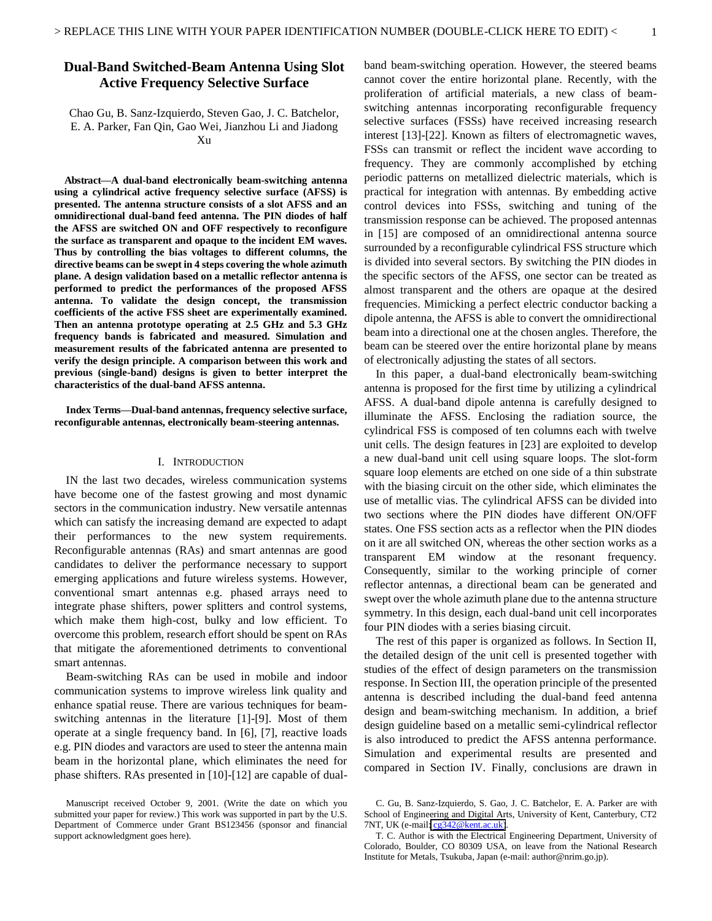# Dual-Band Switched-Beam Antenna Using Slot Active Frequency Selective Surface

Chao Gu, B. Sanz-Izquierdo, Steven Gao, J. C. Batchelor, E. A. Parker, Fan Qin, Gao Wei, Jianzhou Li and Jiadong Xu

***Abstract*—A dual-band electronically beam-switching antenna using a cylindrical active frequency selective surface (AFSS) is presented. The antenna structure consists of a slot AFSS and an omnidirectional dual-band feed antenna. The PIN diodes of half the AFSS are switched ON and OFF respectively to reconfigure the surface as transparent and opaque to the incident EM waves. Thus by controlling the bias voltages to different columns, the directive beams can be swept in 4 steps covering the whole azimuth plane. A design validation based on a metallic reflector antenna is performed to predict the performances of the proposed AFSS antenna. To validate the design concept, the transmission coefficients of the active FSS sheet are experimentally examined. Then an antenna prototype operating at 2.5 GHz and 5.3 GHz frequency bands is fabricated and measured. Simulation and measurement results of the fabricated antenna are presented to verify the design principle. A comparison between this work and previous (single-band) designs is given to better interpret the characteristics of the dual-band AFSS antenna.**

***Index Terms*—Dual-band antennas, frequency selective surface, reconfigurable antennas, electronically beam-steering antennas.**

## I. Introduction

IN the last two decades, wireless communication systems have become one of the fastest growing and most dynamic sectors in the communication industry. New versatile antennas which can satisfy the increasing demand are expected to adapt their performances to the new system requirements. Reconfigurable antennas (RAs) and smart antennas are good candidates to deliver the performance necessary to support emerging applications and future wireless systems. However, conventional smart antennas e.g. phased arrays need to integrate phase shifters, power splitters and control systems, which make them high-cost, bulky and low efficient. To overcome this problem, research effort should be spent on RAs that mitigate the aforementioned detriments to conventional smart antennas.

Beam-switching RAs can be used in mobile and indoor communication systems to improve wireless link quality and enhance spatial reuse. There are various techniques for beam-switching antennas in the literature [1]-[9]. Most of them operate at a single frequency band. In [6], [7], reactive loads e.g. PIN diodes and varactors are used to steer the antenna main beam in the horizontal plane, which eliminates the need for phase shifters. RAs presented in [10]-[12] are capable of dual-band beam-switching operation. However, the steered beams cannot cover the entire horizontal plane. Recently, with the proliferation of artificial materials, a new class of beam-switching antennas incorporating reconfigurable frequency selective surfaces (FSSs) have received increasing research interest [13]-[22]. Known as filters of electromagnetic waves, FSSs can transmit or reflect the incident wave according to frequency. They are commonly accomplished by etching periodic patterns on metallized dielectric materials, which is practical for integration with antennas. By embedding active control devices into FSSs, switching and tuning of the transmission response can be achieved. The proposed antennas in [15] are composed of an omnidirectional antenna source surrounded by a reconfigurable cylindrical FSS structure which is divided into several sectors. By switching the PIN diodes in the specific sectors of the AFSS, one sector can be treated as almost transparent and the others are opaque at the desired frequencies. Mimicking a perfect electric conductor backing a dipole antenna, the AFSS is able to convert the omnidirectional beam into a directional one at the chosen angles. Therefore, the beam can be steered over the entire horizontal plane by means of electronically adjusting the states of all sectors.

In this paper, a dual-band electronically beam-switching antenna is proposed for the first time by utilizing a cylindrical AFSS. A dual-band dipole antenna is carefully designed to illuminate the AFSS. Enclosing the radiation source, the cylindrical FSS is composed of ten columns each with twelve unit cells. The design features in [23] are exploited to develop a new dual-band unit cell using square loops. The slot-form square loop elements are etched on one side of a thin substrate with the biasing circuit on the other side, which eliminates the use of metallic vias. The cylindrical AFSS can be divided into two sections where the PIN diodes have different ON/OFF states. One FSS section acts as a reflector when the PIN diodes on it are all switched ON, whereas the other section works as a transparent EM window at the resonant frequency. Consequently, similar to the working principle of corner reflector antennas, a directional beam can be generated and swept over the whole azimuth plane due to the antenna structure symmetry. In this design, each dual-band unit cell incorporates four PIN diodes with a series biasing circuit.

The rest of this paper is organized as follows. In Section II, the detailed design of the unit cell is presented together with studies of the effect of design parameters on the transmission response. In Section III, the operation principle of the presented antenna is described including the dual-band feed antenna design and beam-switching mechanism. In addition, a brief design guideline based on a metallic semi-cylindrical reflector is also introduced to predict the AFSS antenna performance. Simulation and experimental results are presented and compared in Section IV. Finally, conclusions are drawn in

Manuscript received October 9, 2001. (Write the date on which you submitted your paper for review.) This work was supported in part by the U.S. Department of Commerce under Grant BS123456 (sponsor and financial support acknowledgment goes here).

C. Gu, B. Sanz-Izquierdo, S. Gao, J. C. Batchelor, E. A. Parker are with School of Engineering and Digital Arts, University of Kent, Canterbury, CT2 7NT, UK (e-mail: cg342@kent.ac.uk).

T. C. Author is with the Electrical Engineering Department, University of Colorado, Boulder, CO 80309 USA, on leave from the National Research Institute for Metals, Tsukuba, Japan (e-mail: author@nrim.go.jp).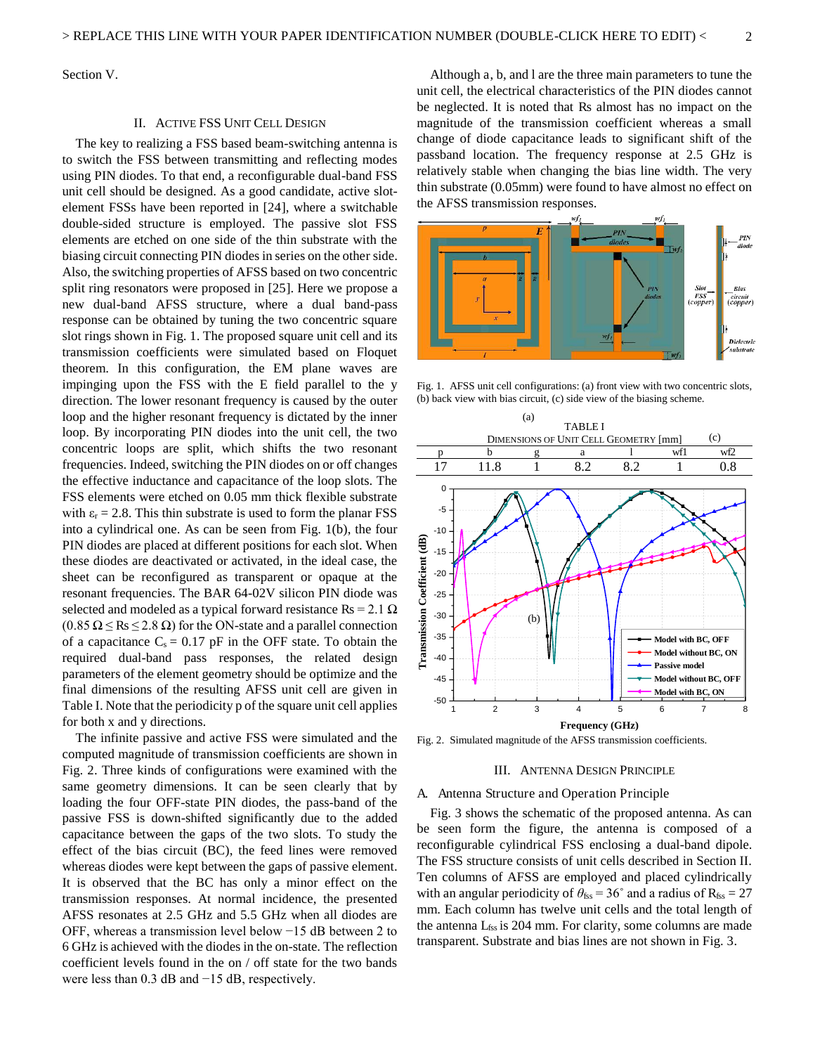Section V.

## II. Active FSS Unit Cell Design

The key to realizing a FSS based beam-switching antenna is to switch the FSS between transmitting and reflecting modes using PIN diodes. To that end, a reconfigurable dual-band FSS unit cell should be designed. As a good candidate, active slot-element FSSs have been reported in [24], where a switchable double-sided structure is employed. The passive slot FSS elements are etched on one side of the thin substrate with the biasing circuit connecting PIN diodes in series on the other side. Also, the switching properties of AFSS based on two concentric split ring resonators were proposed in [25]. Here we propose a new dual-band AFSS structure, where a dual band-pass response can be obtained by tuning the two concentric square slot rings shown in Fig. 1. The proposed square unit cell and its transmission coefficients were simulated based on Floquet theorem. In this configuration, the EM plane waves are impinging upon the FSS with the E field parallel to the y direction. The lower resonant frequency is caused by the outer loop and the higher resonant frequency is dictated by the inner loop. By incorporating PIN diodes into the unit cell, the two concentric loops are split, which shifts the two resonant frequencies. Indeed, switching the PIN diodes on or off changes the effective inductance and capacitance of the loop slots. The FSS elements were etched on 0.05 mm thick flexible substrate with $\varepsilon_r = 2.8$. This thin substrate is used to form the planar FSS into a cylindrical one. As can be seen from Fig. 1(b), the four PIN diodes are placed at different positions for each slot. When these diodes are deactivated or activated, in the ideal case, the sheet can be reconfigured as transparent or opaque at the resonant frequencies. The BAR 64-02V silicon PIN diode was selected and modeled as a typical forward resistance $R_s = 2.1\ \Omega$ ($0.85\ \Omega \le R_s \le 2.8\ \Omega$) for the ON-state and a parallel connection of a capacitance $C_s = 0.17$ pF in the OFF state. To obtain the required dual-band pass responses, the related design parameters of the element geometry should be optimize and the final dimensions of the resulting AFSS unit cell are given in Table I. Note that the periodicity p of the square unit cell applies for both x and y directions.

The infinite passive and active FSS were simulated and the computed magnitude of transmission coefficients are shown in Fig. 2. Three kinds of configurations were examined with the same geometry dimensions. It can be seen clearly that by loading the four OFF-state PIN diodes, the pass-band of the passive FSS is down-shifted significantly due to the added capacitance between the gaps of the two slots. To study the effect of the bias circuit (BC), the feed lines were removed whereas diodes were kept between the gaps of passive element. It is observed that the BC has only a minor effect on the transmission responses. At normal incidence, the presented AFSS resonates at 2.5 GHz and 5.5 GHz when all diodes are OFF, whereas a transmission level below −15 dB between 2 to 6 GHz is achieved with the diodes in the on-state. The reflection coefficient levels found in the on / off state for the two bands were less than 0.3 dB and −15 dB, respectively.

Although a, b, and l are the three main parameters to tune the unit cell, the electrical characteristics of the PIN diodes cannot be neglected. It is noted that Rs almost has no impact on the magnitude of the transmission coefficient whereas a small change of diode capacitance leads to significant shift of the passband location. The frequency response at 2.5 GHz is relatively stable when changing the bias line width. The very thin substrate (0.05mm) were found to have almost no effect on the AFSS transmission responses.

Fig. 1. AFSS unit cell configurations: (a) front view with two concentric slots, (b) back view with bias circuit, (c) side view of the biasing scheme.

TABLE I
Dimensions of Unit Cell Geometry [mm]

| p | b | g | a | l | wf1 | wf2 |
|---|---|---|---|---|---|---|
| 17 | 11.8 | 1 | 8.2 | 8.2 | 1 | 0.8 |

Fig. 2. Simulated magnitude of the AFSS transmission coefficients.

## III. Antenna Design Principle

### A. Antenna Structure and Operation Principle

Fig. 3 shows the schematic of the proposed antenna. As can be seen form the figure, the antenna is composed of a reconfigurable cylindrical FSS enclosing a dual-band dipole. The FSS structure consists of unit cells described in Section II. Ten columns of AFSS are employed and placed cylindrically with an angular periodicity of $\theta_{fss} = 36^{\circ}$ and a radius of $R_{fss} = 27$ mm. Each column has twelve unit cells and the total length of the antenna $L_{fss}$ is 204 mm. For clarity, some columns are made transparent. Substrate and bias lines are not shown in Fig. 3.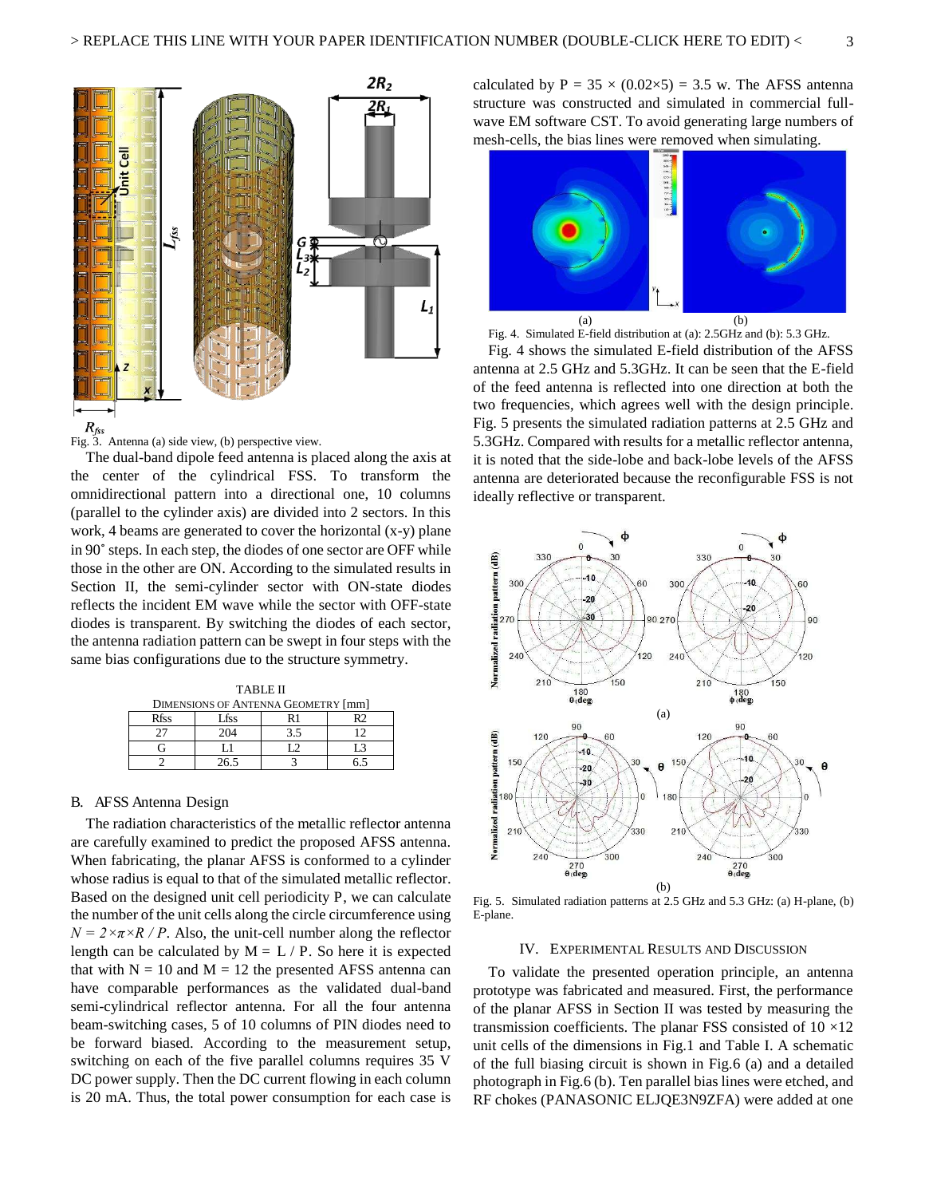Fig. 3. Antenna (a) side view, (b) perspective view.

The dual-band dipole feed antenna is placed along the axis at the center of the cylindrical FSS. To transform the omnidirectional pattern into a directional one, 10 columns (parallel to the cylinder axis) are divided into 2 sectors. In this work, 4 beams are generated to cover the horizontal (x-y) plane in 90˚ steps. In each step, the diodes of one sector are OFF while those in the other are ON. According to the simulated results in Section II, the semi-cylinder sector with ON-state diodes reflects the incident EM wave while the sector with OFF-state diodes is transparent. By switching the diodes of each sector, the antenna radiation pattern can be swept in four steps with the same bias configurations due to the structure symmetry.

TABLE II
DIMENSIONS OF ANTENNA GEOMETRY [mm]

| Rfss | Lfss | R1 | R2 |
|---|---|---|---|
| 27 | 204 | 3.5 | 12 |
| G | L1 | L2 | L3 |
| 2 | 26.5 | 3 | 6.5 |

## B. AFSS Antenna Design

The radiation characteristics of the metallic reflector antenna are carefully examined to predict the proposed AFSS antenna. When fabricating, the planar AFSS is conformed to a cylinder whose radius is equal to that of the simulated metallic reflector. Based on the designed unit cell periodicity P, we can calculate the number of the unit cells along the circle circumference using $N = 2\times\pi\times R / P$. Also, the unit-cell number along the reflector length can be calculated by $M = L / P$. So here it is expected that with $N = 10$ and $M = 12$ the presented AFSS antenna can have comparable performances as the validated dual-band semi-cylindrical reflector antenna. For all the four antenna beam-switching cases, 5 of 10 columns of PIN diodes need to be forward biased. According to the measurement setup, switching on each of the five parallel columns requires 35 V DC power supply. Then the DC current flowing in each column is 20 mA. Thus, the total power consumption for each case is calculated by $P = 35 \times (0.02\times5) = 3.5$ w. The AFSS antenna structure was constructed and simulated in commercial full-wave EM software CST. To avoid generating large numbers of mesh-cells, the bias lines were removed when simulating.

Fig. 4. Simulated E-field distribution at (a): 2.5GHz and (b): 5.3 GHz.

Fig. 4 shows the simulated E-field distribution of the AFSS antenna at 2.5 GHz and 5.3GHz. It can be seen that the E-field of the feed antenna is reflected into one direction at both the two frequencies, which agrees well with the design principle. Fig. 5 presents the simulated radiation patterns at 2.5 GHz and 5.3GHz. Compared with results for a metallic reflector antenna, it is noted that the side-lobe and back-lobe levels of the AFSS antenna are deteriorated because the reconfigurable FSS is not ideally reflective or transparent.

Fig. 5. Simulated radiation patterns at 2.5 GHz and 5.3 GHz: (a) H-plane, (b) E-plane.

## IV. Experimental Results and Discussion

To validate the presented operation principle, an antenna prototype was fabricated and measured. First, the performance of the planar AFSS in Section II was tested by measuring the transmission coefficients. The planar FSS consisted of 10 ×12 unit cells of the dimensions in Fig.1 and Table I. A schematic of the full biasing circuit is shown in Fig.6 (a) and a detailed photograph in Fig.6 (b). Ten parallel bias lines were etched, and RF chokes (PANASONIC ELJQE3N9ZFA) were added at one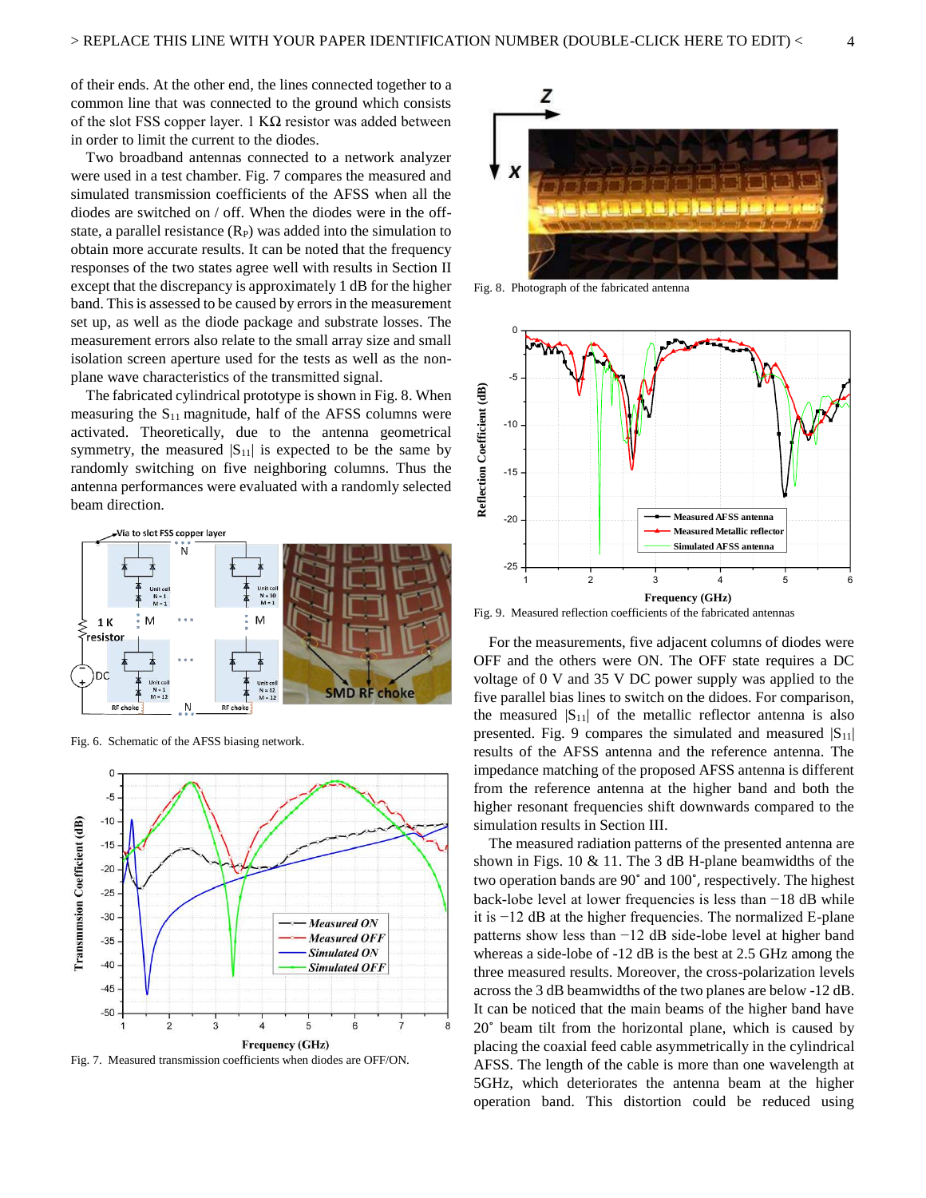of their ends. At the other end, the lines connected together to a common line that was connected to the ground which consists of the slot FSS copper layer. 1 KΩ resistor was added between in order to limit the current to the diodes.

Two broadband antennas connected to a network analyzer were used in a test chamber. Fig. 7 compares the measured and simulated transmission coefficients of the AFSS when all the diodes are switched on / off. When the diodes were in the off-state, a parallel resistance ($R_P$) was added into the simulation to obtain more accurate results. It can be noted that the frequency responses of the two states agree well with results in Section II except that the discrepancy is approximately 1 dB for the higher band. This is assessed to be caused by errors in the measurement set up, as well as the diode package and substrate losses. The measurement errors also relate to the small array size and small isolation screen aperture used for the tests as well as the non-plane wave characteristics of the transmitted signal.

The fabricated cylindrical prototype is shown in Fig. 8. When measuring the $S_{11}$ magnitude, half of the AFSS columns were activated. Theoretically, due to the antenna geometrical symmetry, the measured $|S_{11}|$ is expected to be the same by randomly switching on five neighboring columns. Thus the antenna performances were evaluated with a randomly selected beam direction.

Fig. 6. Schematic of the AFSS biasing network.

Fig. 7. Measured transmission coefficients when diodes are OFF/ON.

Fig. 8. Photograph of the fabricated antenna

Fig. 9. Measured reflection coefficients of the fabricated antennas

For the measurements, five adjacent columns of diodes were OFF and the others were ON. The OFF state requires a DC voltage of 0 V and 35 V DC power supply was applied to the five parallel bias lines to switch on the diodes. For comparison, the measured $|S_{11}|$ of the metallic reflector antenna is also presented. Fig. 9 compares the simulated and measured $|S_{11}|$ results of the AFSS antenna and the reference antenna. The impedance matching of the proposed AFSS antenna is different from the reference antenna at the higher band and both the higher resonant frequencies shift downwards compared to the simulation results in Section III.

The measured radiation patterns of the presented antenna are shown in Figs. 10 & 11. The 3 dB H-plane beamwidths of the two operation bands are 90˚ and 100˚, respectively. The highest back-lobe level at lower frequencies is less than −18 dB while it is −12 dB at the higher frequencies. The normalized E-plane patterns show less than −12 dB side-lobe level at higher band whereas a side-lobe of -12 dB is the best at 2.5 GHz among the three measured results. Moreover, the cross-polarization levels across the 3 dB beamwidths of the two planes are below -12 dB. It can be noticed that the main beams of the higher band have 20˚ beam tilt from the horizontal plane, which is caused by placing the coaxial feed cable asymmetrically in the cylindrical AFSS. The length of the cable is more than one wavelength at 5GHz, which deteriorates the antenna beam at the higher operation band. This distortion could be reduced using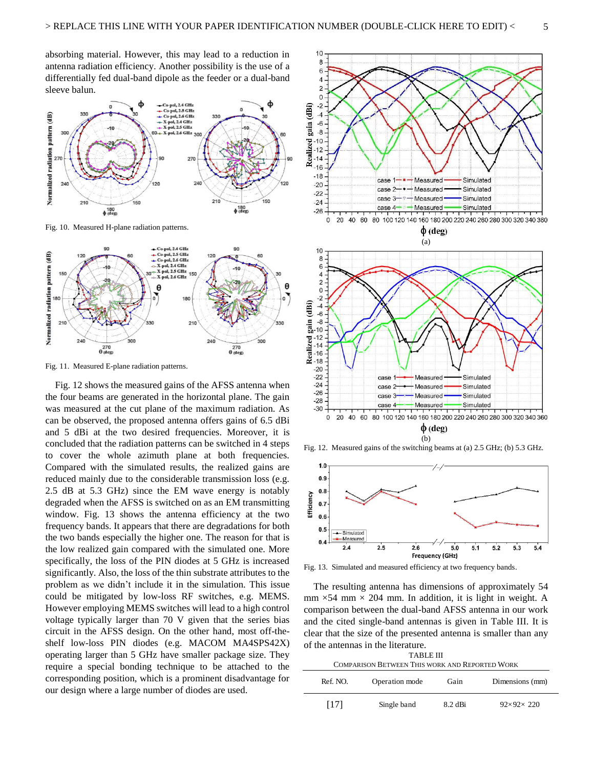absorbing material. However, this may lead to a reduction in antenna radiation efficiency. Another possibility is the use of a differentially fed dual-band dipole as the feeder or a dual-band sleeve balun.

Fig. 10. Measured H-plane radiation patterns.

Fig. 11. Measured E-plane radiation patterns.

Fig. 12 shows the measured gains of the AFSS antenna when the four beams are generated in the horizontal plane. The gain was measured at the cut plane of the maximum radiation. As can be observed, the proposed antenna offers gains of 6.5 dBi and 5 dBi at the two desired frequencies. Moreover, it is concluded that the radiation patterns can be switched in 4 steps to cover the whole azimuth plane at both frequencies. Compared with the simulated results, the realized gains are reduced mainly due to the considerable transmission loss (e.g. 2.5 dB at 5.3 GHz) since the EM wave energy is notably degraded when the AFSS is switched on as an EM transmitting window. Fig. 13 shows the antenna efficiency at the two frequency bands. It appears that there are degradations for both the two bands especially the higher one. The reason for that is the low realized gain compared with the simulated one. More specifically, the loss of the PIN diodes at 5 GHz is increased significantly. Also, the loss of the thin substrate attributes to the problem as we didn't include it in the simulation. This issue could be mitigated by low-loss RF switches, e.g. MEMS. However employing MEMS switches will lead to a high control voltage typically larger than 70 V given that the series bias circuit in the AFSS design. On the other hand, most off-the-shelf low-loss PIN diodes (e.g. MACOM MA4SPS42X) operating larger than 5 GHz have smaller package size. They require a special bonding technique to be attached to the corresponding position, which is a prominent disadvantage for our design where a large number of diodes are used.

Fig. 12. Measured gains of the switching beams at (a) 2.5 GHz; (b) 5.3 GHz.

Fig. 13. Simulated and measured efficiency at two frequency bands.

The resulting antenna has dimensions of approximately 54 mm ×54 mm × 204 mm. In addition, it is light in weight. A comparison between the dual-band AFSS antenna in our work and the cited single-band antennas is given in Table III. It is clear that the size of the presented antenna is smaller than any of the antennas in the literature.

TABLE III
COMPARISON BETWEEN THIS WORK AND REPORTED WORK

| Ref. NO. | Operation mode | Gain | Dimensions (mm) |
|---|---|---|---|
| [17] | Single band | 8.2 dBi | 92×92× 220 |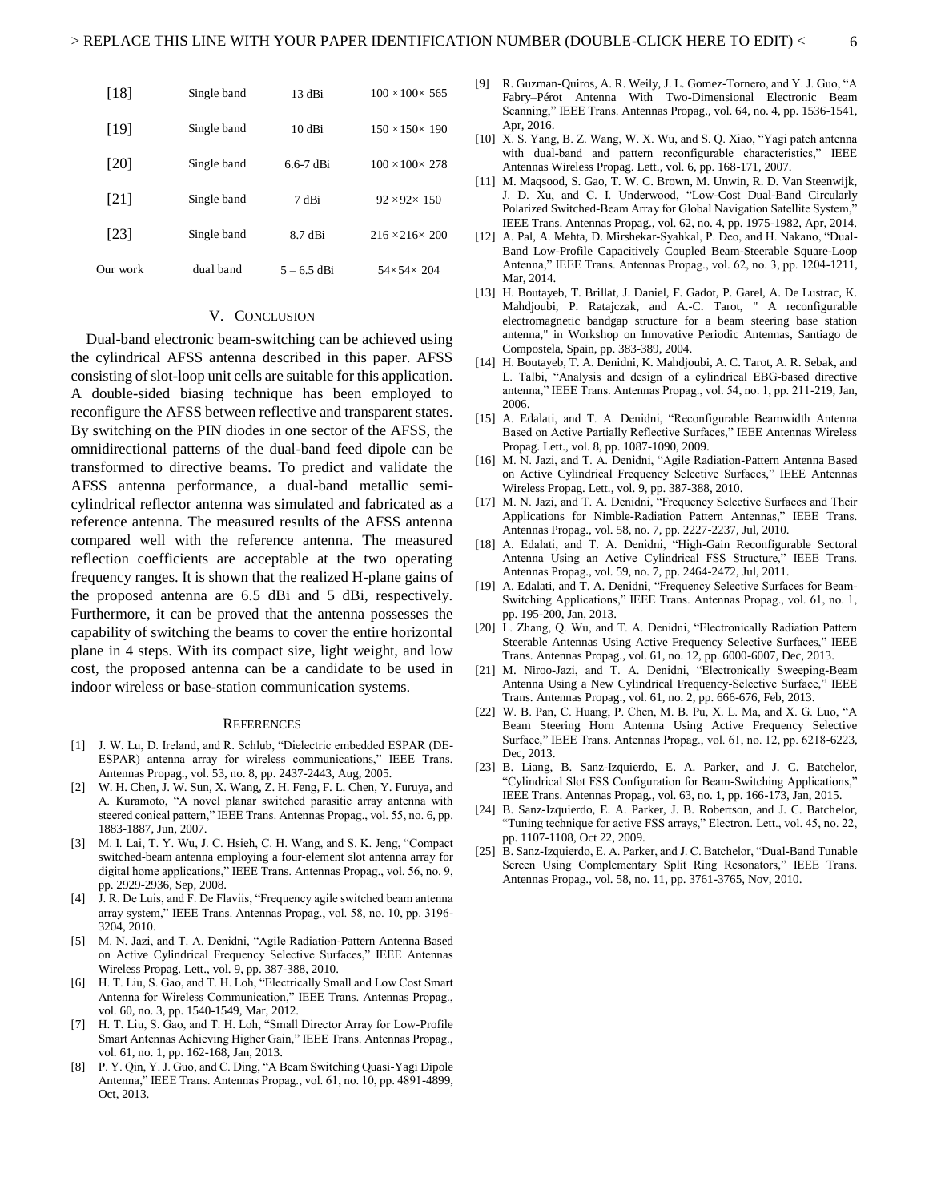| | | | |
|---|---|---|---|
| [18] | Single band | 13 dBi | 100 ×100× 565 |
| [19] | Single band | 10 dBi | 150 ×150× 190 |
| [20] | Single band | 6.6-7 dBi | 100 ×100× 278 |
| [21] | Single band | 7 dBi | 92 ×92× 150 |
| [23] | Single band | 8.7 dBi | 216 ×216× 200 |
| Our work | dual band | 5 – 6.5 dBi | 54×54× 204 |

## V. Conclusion

Dual-band electronic beam-switching can be achieved using the cylindrical AFSS antenna described in this paper. AFSS consisting of slot-loop unit cells are suitable for this application. A double-sided biasing technique has been employed to reconfigure the AFSS between reflective and transparent states. By switching on the PIN diodes in one sector of the AFSS, the omnidirectional patterns of the dual-band feed dipole can be transformed to directive beams. To predict and validate the AFSS antenna performance, a dual-band metallic semi-cylindrical reflector antenna was simulated and fabricated as a reference antenna. The measured results of the AFSS antenna compared well with the reference antenna. The measured reflection coefficients are acceptable at the two operating frequency ranges. It is shown that the realized H-plane gains of the proposed antenna are 6.5 dBi and 5 dBi, respectively. Furthermore, it can be proved that the antenna possesses the capability of switching the beams to cover the entire horizontal plane in 4 steps. With its compact size, light weight, and low cost, the proposed antenna can be a candidate to be used in indoor wireless or base-station communication systems.

## References

[1] J. W. Lu, D. Ireland, and R. Schlub, "Dielectric embedded ESPAR (DE-ESPAR) antenna array for wireless communications," IEEE Trans. Antennas Propag., vol. 53, no. 8, pp. 2437-2443, Aug, 2005.

[2] W. H. Chen, J. W. Sun, X. Wang, Z. H. Feng, F. L. Chen, Y. Furuya, and A. Kuramoto, "A novel planar switched parasitic array antenna with steered conical pattern," IEEE Trans. Antennas Propag., vol. 55, no. 6, pp. 1883-1887, Jun, 2007.

[3] M. I. Lai, T. Y. Wu, J. C. Hsieh, C. H. Wang, and S. K. Jeng, "Compact switched-beam antenna employing a four-element slot antenna array for digital home applications," IEEE Trans. Antennas Propag., vol. 56, no. 9, pp. 2929-2936, Sep, 2008.

[4] J. R. De Luis, and F. De Flaviis, "Frequency agile switched beam antenna array system," IEEE Trans. Antennas Propag., vol. 58, no. 10, pp. 3196-3204, 2010.

[5] M. N. Jazi, and T. A. Denidni, "Agile Radiation-Pattern Antenna Based on Active Cylindrical Frequency Selective Surfaces," IEEE Antennas Wireless Propag. Lett., vol. 9, pp. 387-388, 2010.

[6] H. T. Liu, S. Gao, and T. H. Loh, "Electrically Small and Low Cost Smart Antenna for Wireless Communication," IEEE Trans. Antennas Propag., vol. 60, no. 3, pp. 1540-1549, Mar, 2012.

[7] H. T. Liu, S. Gao, and T. H. Loh, "Small Director Array for Low-Profile Smart Antennas Achieving Higher Gain," IEEE Trans. Antennas Propag., vol. 61, no. 1, pp. 162-168, Jan, 2013.

[8] P. Y. Qin, Y. J. Guo, and C. Ding, "A Beam Switching Quasi-Yagi Dipole Antenna," IEEE Trans. Antennas Propag., vol. 61, no. 10, pp. 4891-4899, Oct, 2013.

[9] R. Guzman-Quiros, A. R. Weily, J. L. Gomez-Tornero, and Y. J. Guo, "A Fabry–Pérot Antenna With Two-Dimensional Electronic Beam Scanning," IEEE Trans. Antennas Propag., vol. 64, no. 4, pp. 1536-1541, Apr, 2016.

[10] X. S. Yang, B. Z. Wang, W. X. Wu, and S. Q. Xiao, "Yagi patch antenna with dual-band and pattern reconfigurable characteristics," IEEE Antennas Wireless Propag. Lett., vol. 6, pp. 168-171, 2007.

[11] M. Maqsood, S. Gao, T. W. C. Brown, M. Unwin, R. D. Van Steenwijk, J. D. Xu, and C. I. Underwood, "Low-Cost Dual-Band Circularly Polarized Switched-Beam Array for Global Navigation Satellite System," IEEE Trans. Antennas Propag., vol. 62, no. 4, pp. 1975-1982, Apr, 2014.

[12] A. Pal, A. Mehta, D. Mirshekar-Syahkal, P. Deo, and H. Nakano, "Dual-Band Low-Profile Capacitively Coupled Beam-Steerable Square-Loop Antenna," IEEE Trans. Antennas Propag., vol. 62, no. 3, pp. 1204-1211, Mar, 2014.

[13] H. Boutayeb, T. Brillat, J. Daniel, F. Gadot, P. Garel, A. De Lustrac, K. Mahdjoubi, P. Ratajczak, and A.-C. Tarot, " A reconfigurable electromagnetic bandgap structure for a beam steering base station antenna," in Workshop on Innovative Periodic Antennas, Santiago de Compostela, Spain, pp. 383-389, 2004.

[14] H. Boutayeb, T. A. Denidni, K. Mahdjoubi, A. C. Tarot, A. R. Sebak, and L. Talbi, "Analysis and design of a cylindrical EBG-based directive antenna," IEEE Trans. Antennas Propag., vol. 54, no. 1, pp. 211-219, Jan, 2006.

[15] A. Edalati, and T. A. Denidni, "Reconfigurable Beamwidth Antenna Based on Active Partially Reflective Surfaces," IEEE Antennas Wireless Propag. Lett., vol. 8, pp. 1087-1090, 2009.

[16] M. N. Jazi, and T. A. Denidni, "Agile Radiation-Pattern Antenna Based on Active Cylindrical Frequency Selective Surfaces," IEEE Antennas Wireless Propag. Lett., vol. 9, pp. 387-388, 2010.

[17] M. N. Jazi, and T. A. Denidni, "Frequency Selective Surfaces and Their Applications for Nimble-Radiation Pattern Antennas," IEEE Trans. Antennas Propag., vol. 58, no. 7, pp. 2227-2237, Jul, 2010.

[18] A. Edalati, and T. A. Denidni, "High-Gain Reconfigurable Sectoral Antenna Using an Active Cylindrical FSS Structure," IEEE Trans. Antennas Propag., vol. 59, no. 7, pp. 2464-2472, Jul, 2011.

[19] A. Edalati, and T. A. Denidni, "Frequency Selective Surfaces for Beam-Switching Applications," IEEE Trans. Antennas Propag., vol. 61, no. 1, pp. 195-200, Jan, 2013.

[20] L. Zhang, Q. Wu, and T. A. Denidni, "Electronically Radiation Pattern Steerable Antennas Using Active Frequency Selective Surfaces," IEEE Trans. Antennas Propag., vol. 61, no. 12, pp. 6000-6007, Dec, 2013.

[21] M. Niroo-Jazi, and T. A. Denidni, "Electronically Sweeping-Beam Antenna Using a New Cylindrical Frequency-Selective Surface," IEEE Trans. Antennas Propag., vol. 61, no. 2, pp. 666-676, Feb, 2013.

[22] W. B. Pan, C. Huang, P. Chen, M. B. Pu, X. L. Ma, and X. G. Luo, "A Beam Steering Horn Antenna Using Active Frequency Selective Surface," IEEE Trans. Antennas Propag., vol. 61, no. 12, pp. 6218-6223, Dec, 2013.

[23] B. Liang, B. Sanz-Izquierdo, E. A. Parker, and J. C. Batchelor, "Cylindrical Slot FSS Configuration for Beam-Switching Applications," IEEE Trans. Antennas Propag., vol. 63, no. 1, pp. 166-173, Jan, 2015.

[24] B. Sanz-Izquierdo, E. A. Parker, J. B. Robertson, and J. C. Batchelor, "Tuning technique for active FSS arrays," Electron. Lett., vol. 45, no. 22, pp. 1107-1108, Oct 22, 2009.

[25] B. Sanz-Izquierdo, E. A. Parker, and J. C. Batchelor, "Dual-Band Tunable Screen Using Complementary Split Ring Resonators," IEEE Trans. Antennas Propag., vol. 58, no. 11, pp. 3761-3765, Nov, 2010.